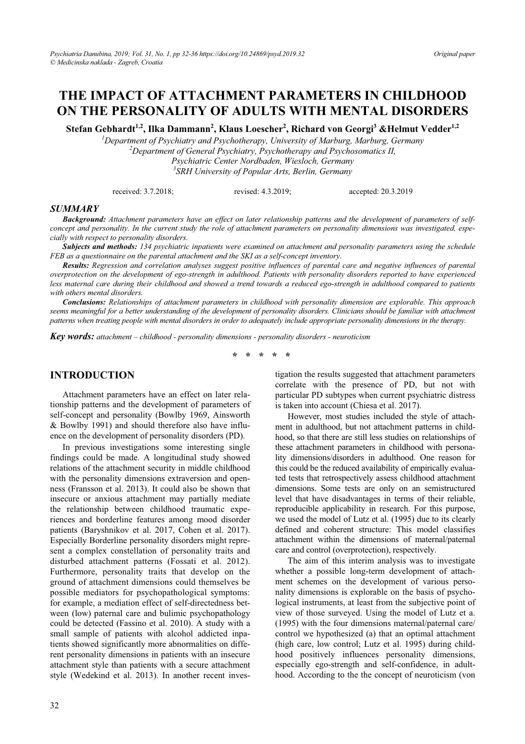# THE IMPACT OF ATTACHMENT PARAMETERS IN CHILDHOOD ON THE PERSONALITY OF ADULTS WITH MENTAL DISORDERS

**Stefan Gebhardt[1,2], Ilka Dammann[2], Klaus Loescher[2], Richard von Georgi[3] &Helmut Vedder[1,2]**

[1]Department of Psychiatry and Psychotherapy, University of Marburg, Marburg, Germany
[2]Department of General Psychiatry, Psychotherapy and Psychosomatics II, Psychiatric Center Nordbaden, Wiesloch, Germany
[3]SRH University of Popular Arts, Berlin, Germany

received: 3.7.2018; revised: 4.3.2019; accepted: 20.3.2019

## SUMMARY

***Background:*** *Attachment parameters have an effect on later relationship patterns and the development of parameters of self-concept and personality. In the current study the role of attachment parameters on personality dimensions was investigated, especially with respect to personality disorders.*

***Subjects and methods:*** *134 psychiatric inpatients were examined on attachment and personality parameters using the schedule FEB as a questionnaire on the parental attachment and the SKI as a self-concept inventory.*

***Results:*** *Regression and correlation analyses suggest positive influences of parental care and negative influences of parental overprotection on the development of ego-strength in adulthood. Patients with personality disorders reported to have experienced less maternal care during their childhood and showed a trend towards a reduced ego-strength in adulthood compared to patients with others mental disorders.*

***Conclusions:*** *Relationships of attachment parameters in childhood with personality dimension are explorable. This approach seems meaningful for a better understanding of the development of personality disorders. Clinicians should be familiar with attachment patterns when treating people with mental disorders in order to adequately include appropriate personality dimensions in the therapy.*

***Key words:*** *attachment – childhood - personality dimensions - personality disorders - neuroticism*

\* \* \* \* \*

## INTRODUCTION

Attachment parameters have an effect on later relationship patterns and the development of parameters of self-concept and personality (Bowlby 1969, Ainsworth & Bowlby 1991) and should therefore also have influence on the development of personality disorders (PD).

In previous investigations some interesting single findings could be made. A longitudinal study showed relations of the attachment security in middle childhood with the personality dimensions extraversion and openness (Fransson et al. 2013). It could also be shown that insecure or anxious attachment may partially mediate the relationship between childhood traumatic experiences and borderline features among mood disorder patients (Baryshnikov et al. 2017, Cohen et al. 2017). Especially Borderline personality disorders might represent a complex constellation of personality traits and disturbed attachment patterns (Fossati et al. 2012). Furthermore, personality traits that develop on the ground of attachment dimensions could themselves be possible mediators for psychopathological symptoms: for example, a mediation effect of self-directedness between (low) paternal care and bulimic psychopathology could be detected (Fassino et al. 2010). A study with a small sample of patients with alcohol addicted inpatients showed significantly more abnormalities on different personality dimensions in patients with an insecure attachment style than patients with a secure attachment style (Wedekind et al. 2013). In another recent investigation the results suggested that attachment parameters correlate with the presence of PD, but not with particular PD subtypes when current psychiatric distress is taken into account (Chiesa et al. 2017).

However, most studies included the style of attachment in adulthood, but not attachment patterns in childhood, so that there are still less studies on relationships of these attachment parameters in childhood with personality dimensions/disorders in adulthood. One reason for this could be the reduced availability of empirically evaluated tests that retrospectively assess childhood attachment dimensions. Some tests are only on an semistructured level that have disadvantages in terms of their reliable, reproducible applicability in research. For this purpose, we used the model of Lutz et al. (1995) due to its clearly defined and coherent structure: This model classifies attachment within the dimensions of maternal/paternal care and control (overprotection), respectively.

The aim of this interim analysis was to investigate whether a possible long-term development of attachment schemes on the development of various personality dimensions is explorable on the basis of psychological instruments, at least from the subjective point of view of those surveyed. Using the model of Lutz et a. (1995) with the four dimensions maternal/paternal care/control we hypothesized (a) that an optimal attachment (high care, low control; Lutz et al. 1995) during childhood positively influences personality dimensions, especially ego-strength and self-confidence, in adulthood. According to the the concept of neuroticism (von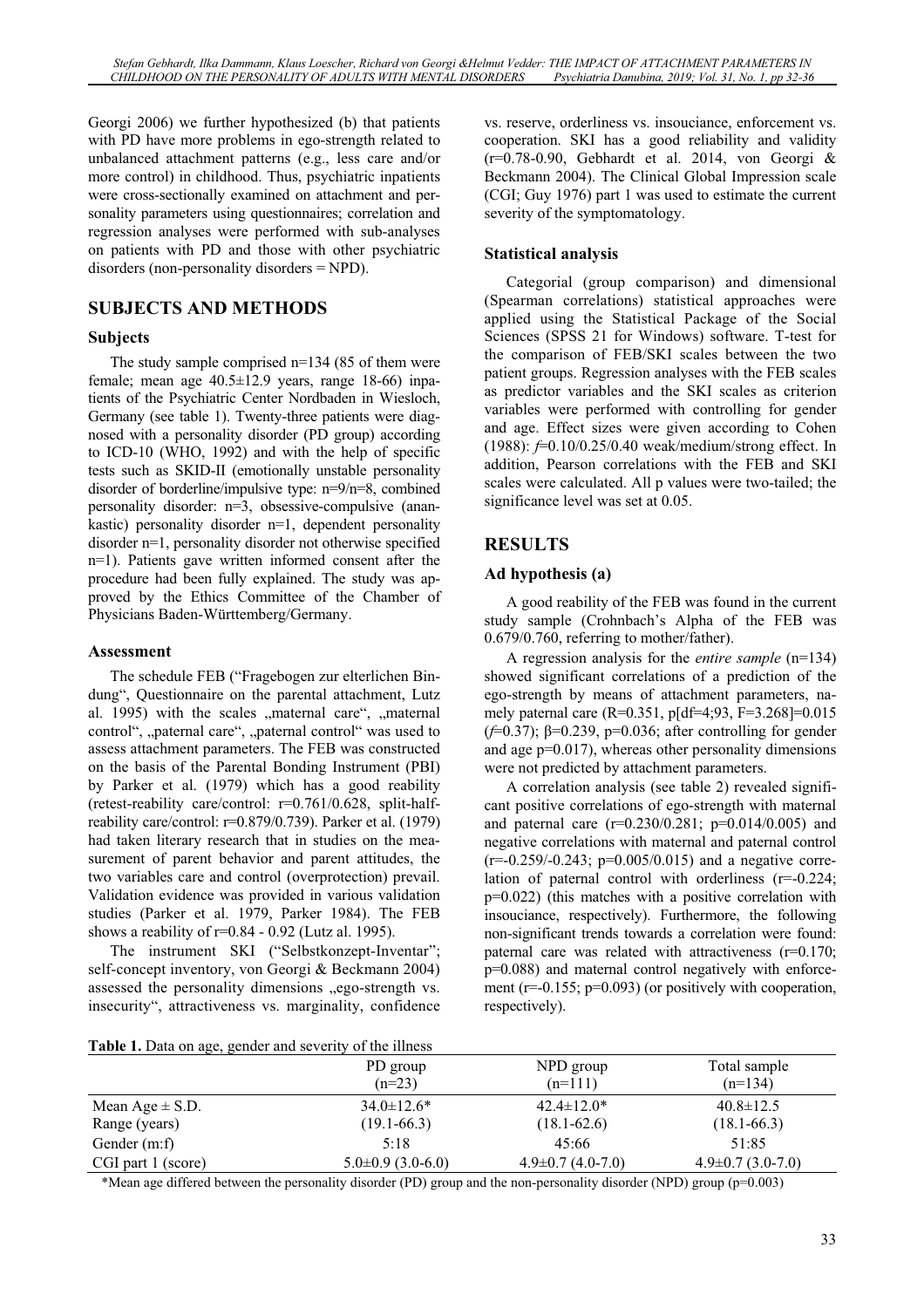Georgi 2006) we further hypothesized (b) that patients with PD have more problems in ego-strength related to unbalanced attachment patterns (e.g., less care and/or more control) in childhood. Thus, psychiatric inpatients were cross-sectionally examined on attachment and personality parameters using questionnaires; correlation and regression analyses were performed with sub-analyses on patients with PD and those with other psychiatric disorders (non-personality disorders = NPD).

## SUBJECTS AND METHODS

### Subjects

The study sample comprised n=134 (85 of them were female; mean age 40.5±12.9 years, range 18-66) inpatients of the Psychiatric Center Nordbaden in Wiesloch, Germany (see table 1). Twenty-three patients were diagnosed with a personality disorder (PD group) according to ICD-10 (WHO, 1992) and with the help of specific tests such as SKID-II (emotionally unstable personality disorder of borderline/impulsive type: n=9/n=8, combined personality disorder: n=3, obsessive-compulsive (anankastic) personality disorder n=1, dependent personality disorder n=1, personality disorder not otherwise specified n=1). Patients gave written informed consent after the procedure had been fully explained. The study was approved by the Ethics Committee of the Chamber of Physicians Baden-Württemberg/Germany.

### Assessment

The schedule FEB ("Fragebogen zur elterlichen Bindung", Questionnaire on the parental attachment, Lutz al. 1995) with the scales „maternal care", „maternal control", „paternal care", „paternal control" was used to assess attachment parameters. The FEB was constructed on the basis of the Parental Bonding Instrument (PBI) by Parker et al. (1979) which has a good reability (retest-reability care/control: r=0.761/0.628, split-half-reability care/control: r=0.879/0.739). Parker et al. (1979) had taken literary research that in studies on the measurement of parent behavior and parent attitudes, the two variables care and control (overprotection) prevail. Validation evidence was provided in various validation studies (Parker et al. 1979, Parker 1984). The FEB shows a reability of r=0.84 - 0.92 (Lutz al. 1995).

The instrument SKI ("Selbstkonzept-Inventar"; self-concept inventory, von Georgi & Beckmann 2004) assessed the personality dimensions „ego-strength vs. insecurity", attractiveness vs. marginality, confidence vs. reserve, orderliness vs. insouciance, enforcement vs. cooperation. SKI has a good reliability and validity (r=0.78-0.90, Gebhardt et al. 2014, von Georgi & Beckmann 2004). The Clinical Global Impression scale (CGI; Guy 1976) part 1 was used to estimate the current severity of the symptomatology.

### Statistical analysis

Categorial (group comparison) and dimensional (Spearman correlations) statistical approaches were applied using the Statistical Package of the Social Sciences (SPSS 21 for Windows) software. T-test for the comparison of FEB/SKI scales between the two patient groups. Regression analyses with the FEB scales as predictor variables and the SKI scales as criterion variables were performed with controlling for gender and age. Effect sizes were given according to Cohen (1988): $f$=0.10/0.25/0.40 weak/medium/strong effect. In addition, Pearson correlations with the FEB and SKI scales were calculated. All p values were two-tailed; the significance level was set at 0.05.

## RESULTS

### Ad hypothesis (a)

A good reability of the FEB was found in the current study sample (Crohnbach's Alpha of the FEB was 0.679/0.760, referring to mother/father).

A regression analysis for the *entire sample* (n=134) showed significant correlations of a prediction of the ego-strength by means of attachment parameters, namely paternal care (R=0.351, p[df=4;93, F=3.268]=0.015 ($f$=0.37); β=0.239, p=0.036; after controlling for gender and age p=0.017), whereas other personality dimensions were not predicted by attachment parameters.

A correlation analysis (see table 2) revealed significant positive correlations of ego-strength with maternal and paternal care (r=0.230/0.281; p=0.014/0.005) and negative correlations with maternal and paternal control (r=-0.259/-0.243; p=0.005/0.015) and a negative correlation of paternal control with orderliness (r=-0.224; p=0.022) (this matches with a positive correlation with insouciance, respectively). Furthermore, the following non-significant trends towards a correlation were found: paternal care was related with attractiveness (r=0.170; p=0.088) and maternal control negatively with enforcement (r=-0.155; p=0.093) (or positively with cooperation, respectively).

**Table 1.** Data on age, gender and severity of the illness

| | PD group (n=23) | NPD group (n=111) | Total sample (n=134) |
|---|---|---|---|
| Mean Age ± S.D. | 34.0±12.6* | 42.4±12.0* | 40.8±12.5 |
| Range (years) | (19.1-66.3) | (18.1-62.6) | (18.1-66.3) |
| Gender (m:f) | 5:18 | 45:66 | 51:85 |
| CGI part 1 (score) | 5.0±0.9 (3.0-6.0) | 4.9±0.7 (4.0-7.0) | 4.9±0.7 (3.0-7.0) |

*Mean age differed between the personality disorder (PD) group and the non-personality disorder (NPD) group (p=0.003)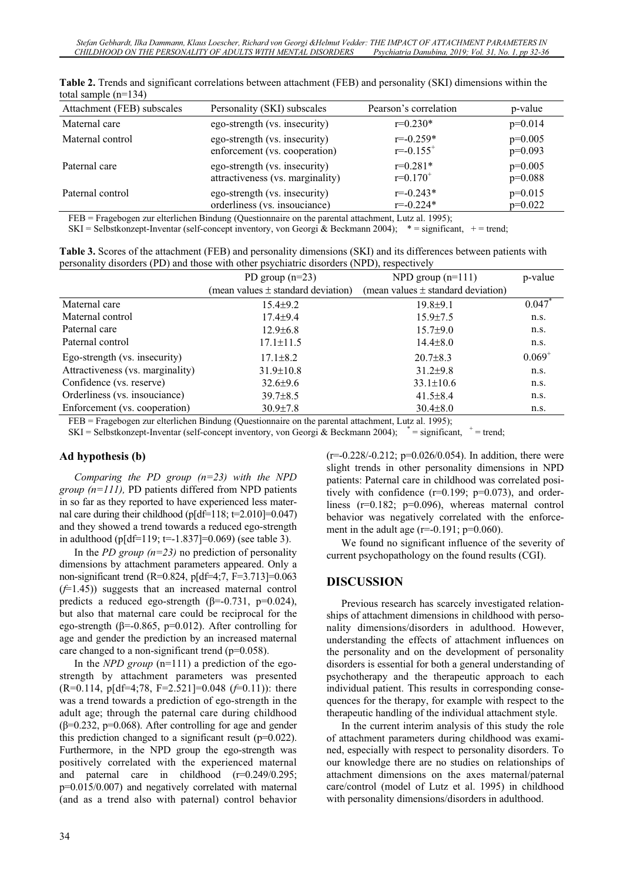**Table 2.** Trends and significant correlations between attachment (FEB) and personality (SKI) dimensions within the total sample (n=134)

| Attachment (FEB) subscales | Personality (SKI) subscales | Pearson's correlation | p-value |
|---|---|---|---|
| Maternal care | ego-strength (vs. insecurity) | r=0.230* | p=0.014 |
| Maternal control | ego-strength (vs. insecurity) | r=-0.259* | p=0.005 |
| | enforcement (vs. cooperation) | r=-0.155+ | p=0.093 |
| Paternal care | ego-strength (vs. insecurity) | r=0.281* | p=0.005 |
| | attractiveness (vs. marginality) | r=0.170+ | p=0.088 |
| Paternal control | ego-strength (vs. insecurity) | r=-0.243* | p=0.015 |
| | orderliness (vs. insouciance) | r=-0.224* | p=0.022 |

FEB = Fragebogen zur elterlichen Bindung (Questionnaire on the parental attachment, Lutz al. 1995);
SKI = Selbstkonzept-Inventar (self-concept inventory, von Georgi & Beckmann 2004); * = significant, + = trend;

**Table 3.** Scores of the attachment (FEB) and personality dimensions (SKI) and its differences between patients with personality disorders (PD) and those with other psychiatric disorders (NPD), respectively

| | PD group (n=23) (mean values ± standard deviation) | NPD group (n=111) (mean values ± standard deviation) | p-value |
|---|---|---|---|
| Maternal care | 15.4±9.2 | 19.8±9.1 | 0.047* |
| Maternal control | 17.4±9.4 | 15.9±7.5 | n.s. |
| Paternal care | 12.9±6.8 | 15.7±9.0 | n.s. |
| Paternal control | 17.1±11.5 | 14.4±8.0 | n.s. |
| Ego-strength (vs. insecurity) | 17.1±8.2 | 20.7±8.3 | 0.069+ |
| Attractiveness (vs. marginality) | 31.9±10.8 | 31.2±9.8 | n.s. |
| Confidence (vs. reserve) | 32.6±9.6 | 33.1±10.6 | n.s. |
| Orderliness (vs. insouciance) | 39.7±8.5 | 41.5±8.4 | n.s. |
| Enforcement (vs. cooperation) | 30.9±7.8 | 30.4±8.0 | n.s. |

FEB = Fragebogen zur elterlichen Bindung (Questionnaire on the parental attachment, Lutz al. 1995);
SKI = Selbstkonzept-Inventar (self-concept inventory, von Georgi & Beckmann 2004); * = significant, + = trend;

### Ad hypothesis (b)

*Comparing the PD group (n=23) with the NPD group (n=111),* PD patients differed from NPD patients in so far as they reported to have experienced less maternal care during their childhood (p[df=118; t=2.010]=0.047) and they showed a trend towards a reduced ego-strength in adulthood (p[df=119; t=-1.837]=0.069) (see table 3).

In the *PD group (n=23)* no prediction of personality dimensions by attachment parameters appeared. Only a non-significant trend (R=0.824, p[df=4;7, F=3.713]=0.063 ($f$=1.45)) suggests that an increased maternal control predicts a reduced ego-strength ($\beta$=-0.731, p=0.024), but also that maternal care could be reciprocal for the ego-strength ($\beta$=-0.865, p=0.012). After controlling for age and gender the prediction by an increased maternal care changed to a non-significant trend (p=0.058).

In the *NPD group* (n=111) a prediction of the ego-strength by attachment parameters was presented (R=0.114, p[df=4;78, F=2.521]=0.048 ($f$=0.11)): there was a trend towards a prediction of ego-strength in the adult age; through the paternal care during childhood ($\beta$=0.232, p=0.068). After controlling for age and gender this prediction changed to a significant result (p=0.022). Furthermore, in the NPD group the ego-strength was positively correlated with the experienced maternal and paternal care in childhood (r=0.249/0.295; p=0.015/0.007) and negatively correlated with maternal (and as a trend also with paternal) control behavior (r=-0.228/-0.212; p=0.026/0.054). In addition, there were slight trends in other personality dimensions in NPD patients: Paternal care in childhood was correlated positively with confidence (r=0.199; p=0.073), and orderliness (r=0.182; p=0.096), whereas maternal control behavior was negatively correlated with the enforcement in the adult age (r=-0.191; p=0.060).

We found no significant influence of the severity of current psychopathology on the found results (CGI).

## DISCUSSION

Previous research has scarcely investigated relationships of attachment dimensions in childhood with personality dimensions/disorders in adulthood. However, understanding the effects of attachment influences on the personality and on the development of personality disorders is essential for both a general understanding of psychotherapy and the therapeutic approach to each individual patient. This results in corresponding consequences for the therapy, for example with respect to the therapeutic handling of the individual attachment style.

In the current interim analysis of this study the role of attachment parameters during childhood was examined, especially with respect to personality disorders. To our knowledge there are no studies on relationships of attachment dimensions on the axes maternal/paternal care/control (model of Lutz et al. 1995) in childhood with personality dimensions/disorders in adulthood.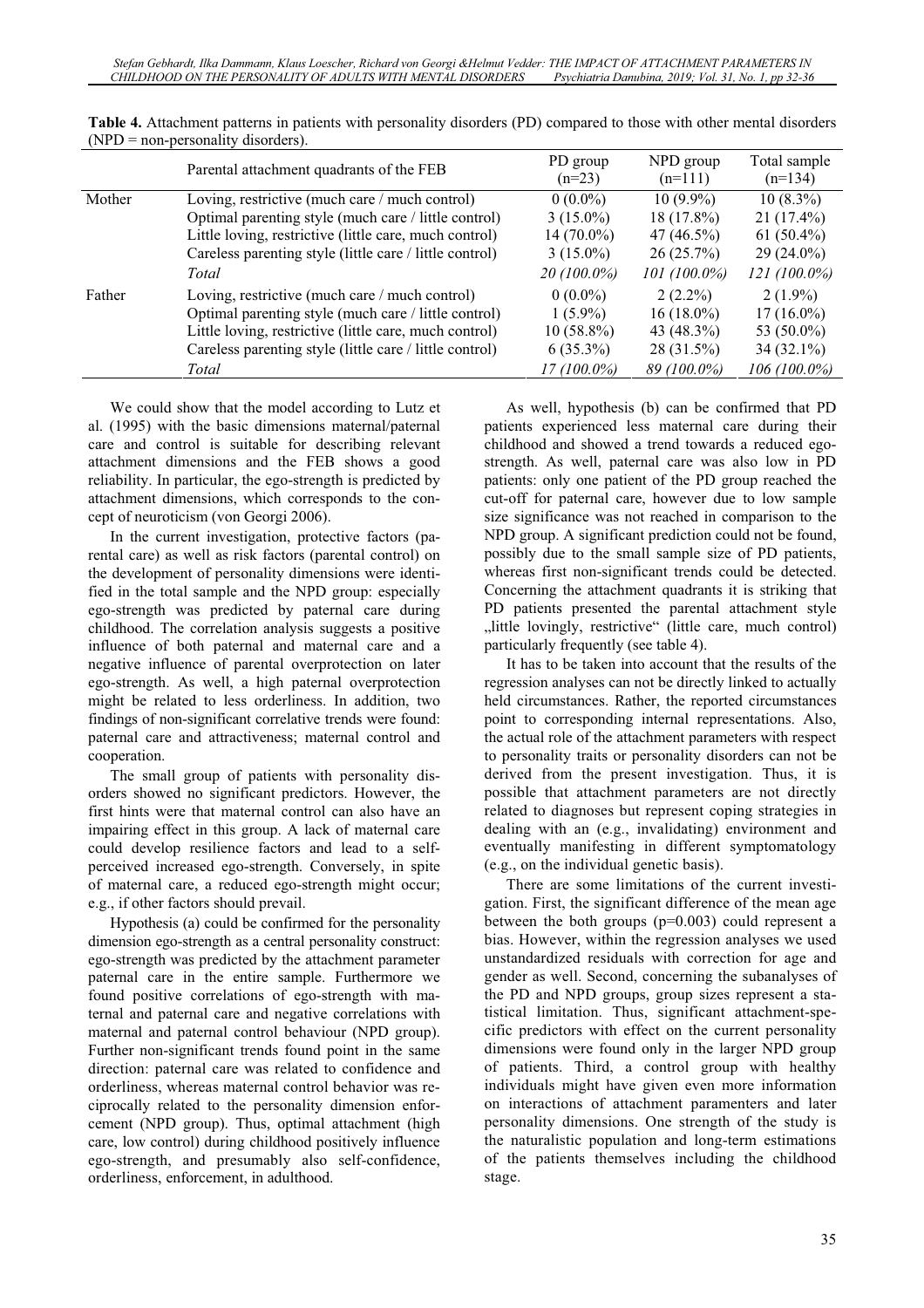**Table 4.** Attachment patterns in patients with personality disorders (PD) compared to those with other mental disorders (NPD = non-personality disorders).

| | Parental attachment quadrants of the FEB | PD group (n=23) | NPD group (n=111) | Total sample (n=134) |
|---|---|---|---|---|
| Mother | Loving, restrictive (much care / much control) | 0 (0.0%) | 10 (9.9%) | 10 (8.3%) |
| | Optimal parenting style (much care / little control) | 3 (15.0%) | 18 (17.8%) | 21 (17.4%) |
| | Little loving, restrictive (little care, much control) | 14 (70.0%) | 47 (46.5%) | 61 (50.4%) |
| | Careless parenting style (little care / little control) | 3 (15.0%) | 26 (25.7%) | 29 (24.0%) |
| | *Total* | *20 (100.0%)* | *101 (100.0%)* | *121 (100.0%)* |
| Father | Loving, restrictive (much care / much control) | 0 (0.0%) | 2 (2.2%) | 2 (1.9%) |
| | Optimal parenting style (much care / little control) | 1 (5.9%) | 16 (18.0%) | 17 (16.0%) |
| | Little loving, restrictive (little care, much control) | 10 (58.8%) | 43 (48.3%) | 53 (50.0%) |
| | Careless parenting style (little care / little control) | 6 (35.3%) | 28 (31.5%) | 34 (32.1%) |
| | *Total* | *17 (100.0%)* | *89 (100.0%)* | *106 (100.0%)* |

We could show that the model according to Lutz et al. (1995) with the basic dimensions maternal/paternal care and control is suitable for describing relevant attachment dimensions and the FEB shows a good reliability. In particular, the ego-strength is predicted by attachment dimensions, which corresponds to the concept of neuroticism (von Georgi 2006).

In the current investigation, protective factors (parental care) as well as risk factors (parental control) on the development of personality dimensions were identified in the total sample and the NPD group: especially ego-strength was predicted by paternal care during childhood. The correlation analysis suggests a positive influence of both paternal and maternal care and a negative influence of parental overprotection on later ego-strength. As well, a high paternal overprotection might be related to less orderliness. In addition, two findings of non-significant correlative trends were found: paternal care and attractiveness; maternal control and cooperation.

The small group of patients with personality disorders showed no significant predictors. However, the first hints were that maternal control can also have an impairing effect in this group. A lack of maternal care could develop resilience factors and lead to a self-perceived increased ego-strength. Conversely, in spite of maternal care, a reduced ego-strength might occur; e.g., if other factors should prevail.

Hypothesis (a) could be confirmed for the personality dimension ego-strength as a central personality construct: ego-strength was predicted by the attachment parameter paternal care in the entire sample. Furthermore we found positive correlations of ego-strength with maternal and paternal care and negative correlations with maternal and paternal control behaviour (NPD group). Further non-significant trends found point in the same direction: paternal care was related to confidence and orderliness, whereas maternal control behavior was reciprocally related to the personality dimension enforcement (NPD group). Thus, optimal attachment (high care, low control) during childhood positively influence ego-strength, and presumably also self-confidence, orderliness, enforcement, in adulthood.

As well, hypothesis (b) can be confirmed that PD patients experienced less maternal care during their childhood and showed a trend towards a reduced ego-strength. As well, paternal care was also low in PD patients: only one patient of the PD group reached the cut-off for paternal care, however due to low sample size significance was not reached in comparison to the NPD group. A significant prediction could not be found, possibly due to the small sample size of PD patients, whereas first non-significant trends could be detected. Concerning the attachment quadrants it is striking that PD patients presented the parental attachment style „little lovingly, restrictive" (little care, much control) particularly frequently (see table 4).

It has to be taken into account that the results of the regression analyses can not be directly linked to actually held circumstances. Rather, the reported circumstances point to corresponding internal representations. Also, the actual role of the attachment parameters with respect to personality traits or personality disorders can not be derived from the present investigation. Thus, it is possible that attachment parameters are not directly related to diagnoses but represent coping strategies in dealing with an (e.g., invalidating) environment and eventually manifesting in different symptomatology (e.g., on the individual genetic basis).

There are some limitations of the current investigation. First, the significant difference of the mean age between the both groups (p=0.003) could represent a bias. However, within the regression analyses we used unstandardized residuals with correction for age and gender as well. Second, concerning the subanalyses of the PD and NPD groups, group sizes represent a statistical limitation. Thus, significant attachment-specific predictors with effect on the current personality dimensions were found only in the larger NPD group of patients. Third, a control group with healthy individuals might have given even more information on interactions of attachment paramenters and later personality dimensions. One strength of the study is the naturalistic population and long-term estimations of the patients themselves including the childhood stage.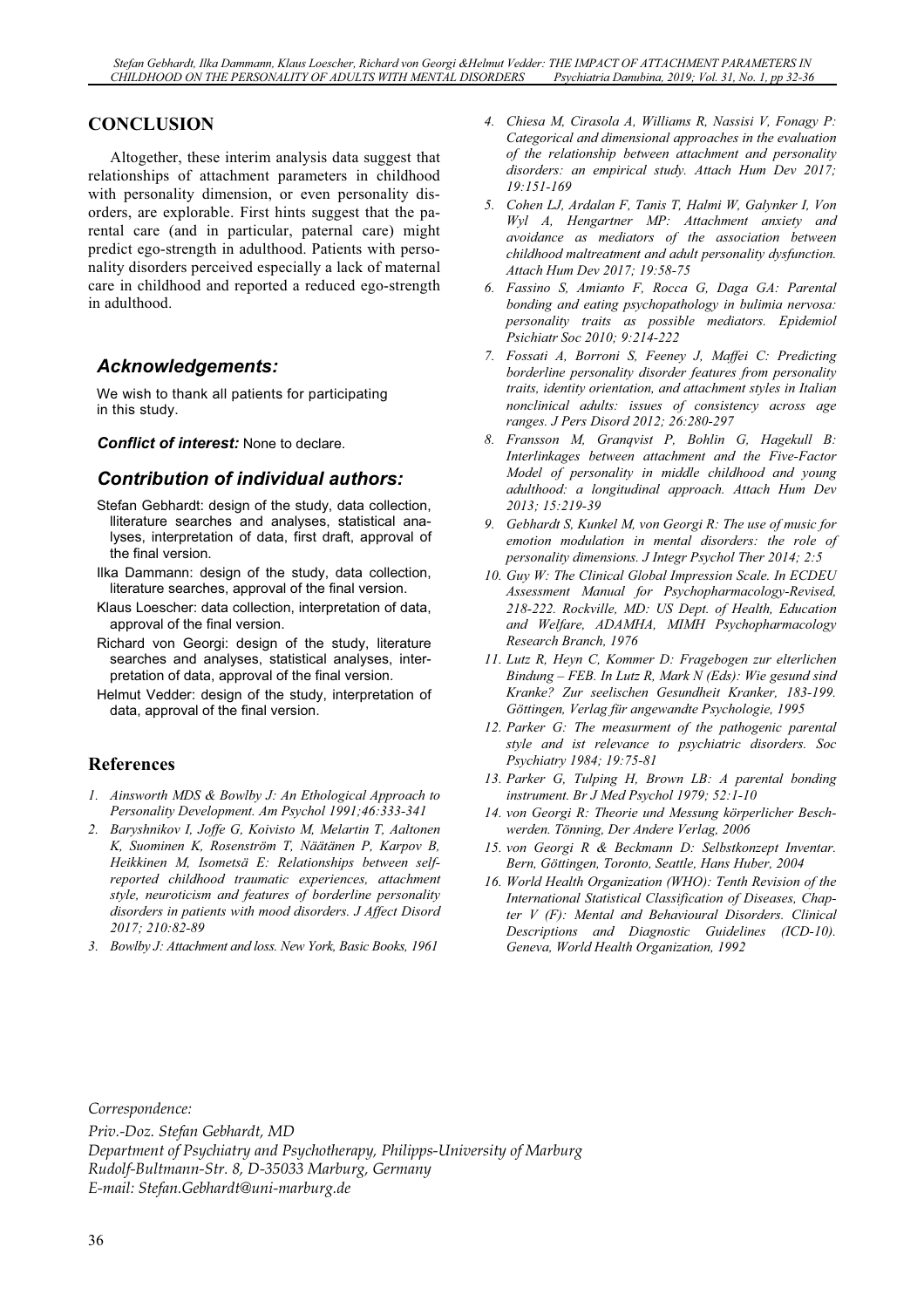## CONCLUSION

Altogether, these interim analysis data suggest that relationships of attachment parameters in childhood with personality dimension, or even personality disorders, are explorable. First hints suggest that the parental care (and in particular, paternal care) might predict ego-strength in adulthood. Patients with personality disorders perceived especially a lack of maternal care in childhood and reported a reduced ego-strength in adulthood.

### *Acknowledgements:*

We wish to thank all patients for participating in this study.

***Conflict of interest:*** None to declare.

### *Contribution of individual authors:*

- Stefan Gebhardt: design of the study, data collection, lliterature searches and analyses, statistical analyses, interpretation of data, first draft, approval of the final version.
- Ilka Dammann: design of the study, data collection, literature searches, approval of the final version.
- Klaus Loescher: data collection, interpretation of data, approval of the final version.
- Richard von Georgi: design of the study, literature searches and analyses, statistical analyses, interpretation of data, approval of the final version.
- Helmut Vedder: design of the study, interpretation of data, approval of the final version.

## References

1. *Ainsworth MDS & Bowlby J: An Ethological Approach to Personality Development. Am Psychol 1991;46:333-341*
2. *Baryshnikov I, Joffe G, Koivisto M, Melartin T, Aaltonen K, Suominen K, Rosenström T, Näätänen P, Karpov B, Heikkinen M, Isometsä E: Relationships between self-reported childhood traumatic experiences, attachment style, neuroticism and features of borderline personality disorders in patients with mood disorders. J Affect Disord 2017; 210:82-89*
3. *Bowlby J: Attachment and loss. New York, Basic Books, 1961*
4. *Chiesa M, Cirasola A, Williams R, Nassisi V, Fonagy P: Categorical and dimensional approaches in the evaluation of the relationship between attachment and personality disorders: an empirical study. Attach Hum Dev 2017; 19:151-169*
5. *Cohen LJ, Ardalan F, Tanis T, Halmi W, Galynker I, Von Wyl A, Hengartner MP: Attachment anxiety and avoidance as mediators of the association between childhood maltreatment and adult personality dysfunction. Attach Hum Dev 2017; 19:58-75*
6. *Fassino S, Amianto F, Rocca G, Daga GA: Parental bonding and eating psychopathology in bulimia nervosa: personality traits as possible mediators. Epidemiol Psichiatr Soc 2010; 9:214-222*
7. *Fossati A, Borroni S, Feeney J, Maffei C: Predicting borderline personality disorder features from personality traits, identity orientation, and attachment styles in Italian nonclinical adults: issues of consistency across age ranges. J Pers Disord 2012; 26:280-297*
8. *Fransson M, Granqvist P, Bohlin G, Hagekull B: Interlinkages between attachment and the Five-Factor Model of personality in middle childhood and young adulthood: a longitudinal approach. Attach Hum Dev 2013; 15:219-39*
9. *Gebhardt S, Kunkel M, von Georgi R: The use of music for emotion modulation in mental disorders: the role of personality dimensions. J Integr Psychol Ther 2014; 2:5*
10. *Guy W: The Clinical Global Impression Scale. In ECDEU Assessment Manual for Psychopharmacology-Revised, 218-222. Rockville, MD: US Dept. of Health, Education and Welfare, ADAMHA, MIMH Psychopharmacology Research Branch, 1976*
11. *Lutz R, Heyn C, Kommer D: Fragebogen zur elterlichen Bindung – FEB. In Lutz R, Mark N (Eds): Wie gesund sind Kranke? Zur seelischen Gesundheit Kranker, 183-199. Göttingen, Verlag für angewandte Psychologie, 1995*
12. *Parker G: The measurment of the pathogenic parental style and ist relevance to psychiatric disorders. Soc Psychiatry 1984; 19:75-81*
13. *Parker G, Tulping H, Brown LB: A parental bonding instrument. Br J Med Psychol 1979; 52:1-10*
14. *von Georgi R: Theorie und Messung körperlicher Beschwerden. Tönning, Der Andere Verlag, 2006*
15. *von Georgi R & Beckmann D: Selbstkonzept Inventar. Bern, Göttingen, Toronto, Seattle, Hans Huber, 2004*
16. *World Health Organization (WHO): Tenth Revision of the International Statistical Classification of Diseases, Chapter V (F): Mental and Behavioural Disorders. Clinical Descriptions and Diagnostic Guidelines (ICD-10). Geneva, World Health Organization, 1992*

*Correspondence:*
*Priv.-Doz. Stefan Gebhardt, MD*
*Department of Psychiatry and Psychotherapy, Philipps-University of Marburg*
*Rudolf-Bultmann-Str. 8, D-35033 Marburg, Germany*
*E-mail: Stefan.Gebhardt@uni-marburg.de*